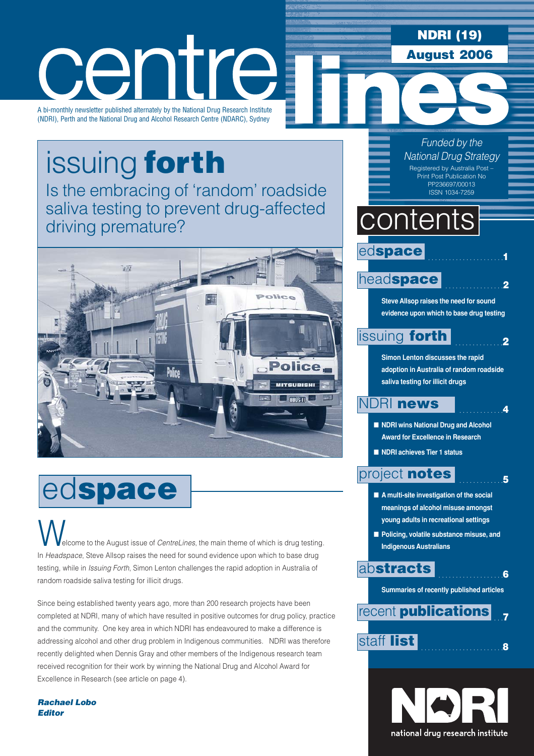# centre lines

**NDRI (19)**
**August 2006**

A bi-monthly newsletter published alternately by the National Drug Research Institute (NDRI), Perth and the National Drug and Alcohol Research Centre (NDARC), Sydney

*Funded by the National Drug Strategy*

Registered by Australia Post – Print Post Publication No PP236697/00013
ISSN 1034-7259

## issuing **forth**

Is the embracing of 'random' roadside saliva testing to prevent drug-affected driving premature?

## contents

- ed**space** ........ 1
- head**space** ........ 2
  - **Steve Allsop raises the need for sound evidence upon which to base drug testing**
- issuing **forth** ........ 2
  - **Simon Lenton discusses the rapid adoption in Australia of random roadside saliva testing for illicit drugs**
- NDRI **news** ........ 4
  - **NDRI wins National Drug and Alcohol Award for Excellence in Research**
  - **NDRI achieves Tier 1 status**
- project **notes** ........ 5
  - **A multi-site investigation of the social meanings of alcohol misuse amongst young adults in recreational settings**
  - **Policing, volatile substance misuse, and Indigenous Australians**
- ab**stracts** ........ 6
  - **Summaries of recently published articles**
- recent **publications** ........ 7
- staff **list** ........ 8

## ed**space**

Welcome to the August issue of *CentreLines*, the main theme of which is drug testing. In *Headspace*, Steve Allsop raises the need for sound evidence upon which to base drug testing, while in *Issuing Forth*, Simon Lenton challenges the rapid adoption in Australia of random roadside saliva testing for illicit drugs.

Since being established twenty years ago, more than 200 research projects have been completed at NDRI, many of which have resulted in positive outcomes for drug policy, practice and the community. One key area in which NDRI has endeavoured to make a difference is addressing alcohol and other drug problem in Indigenous communities. NDRI was therefore recently delighted when Dennis Gray and other members of the Indigenous research team received recognition for their work by winning the National Drug and Alcohol Award for Excellence in Research (see article on page 4).

***Rachael Lobo***
***Editor***

national drug research institute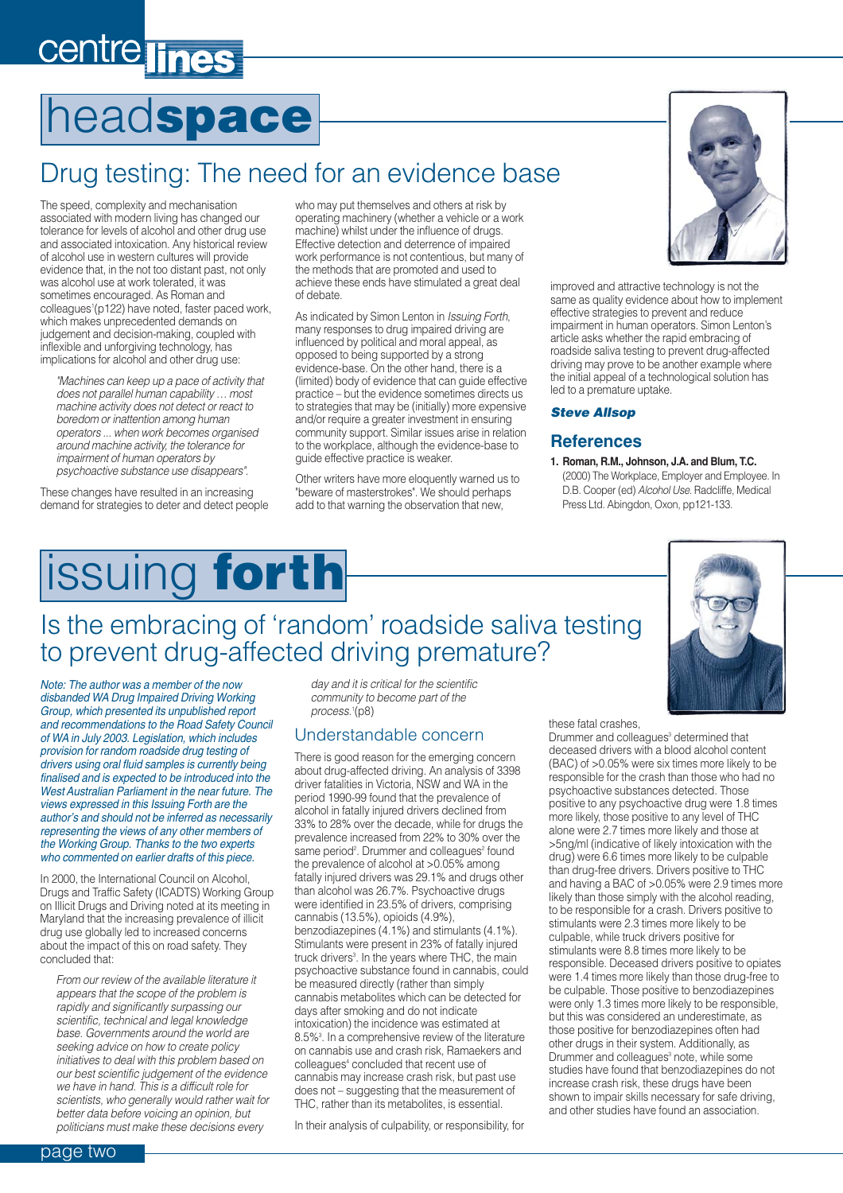# headspace

## Drug testing: The need for an evidence base

The speed, complexity and mechanisation associated with modern living has changed our tolerance for levels of alcohol and other drug use and associated intoxication. Any historical review of alcohol use in western cultures will provide evidence that, in the not too distant past, not only was alcohol use at work tolerated, it was sometimes encouraged. As Roman and colleagues[1](p122) have noted, faster paced work, which makes unprecedented demands on judgement and decision-making, coupled with inflexible and unforgiving technology, has implications for alcohol and other drug use:

> *"Machines can keep up a pace of activity that does not parallel human capability ... most machine activity does not detect or react to boredom or inattention among human operators ... when work becomes organised around machine activity, the tolerance for impairment of human operators by psychoactive substance use disappears".*

These changes have resulted in an increasing demand for strategies to deter and detect people who may put themselves and others at risk by operating machinery (whether a vehicle or a work machine) whilst under the influence of drugs. Effective detection and deterrence of impaired work performance is not contentious, but many of the methods that are promoted and used to achieve these ends have stimulated a great deal of debate.

As indicated by Simon Lenton in *Issuing Forth*, many responses to drug impaired driving are influenced by political and moral appeal, as opposed to being supported by a strong evidence-base. On the other hand, there is a (limited) body of evidence that can guide effective practice – but the evidence sometimes directs us to strategies that may be (initially) more expensive and/or require a greater investment in ensuring community support. Similar issues arise in relation to the workplace, although the evidence-base to guide effective practice is weaker.

Other writers have more eloquently warned us to "beware of masterstrokes". We should perhaps add to that warning the observation that new, improved and attractive technology is not the same as quality evidence about how to implement effective strategies to prevent and reduce impairment in human operators. Simon Lenton's article asks whether the rapid embracing of roadside saliva testing to prevent drug-affected driving may prove to be another example where the initial appeal of a technological solution has led to a premature uptake.

***Steve Allsop***

### References

1. **Roman, R.M., Johnson, J.A. and Blum, T.C.** (2000) The Workplace, Employer and Employee. In D.B. Cooper (ed) *Alcohol Use.* Radcliffe, Medical Press Ltd. Abingdon, Oxon, pp121-133.

# issuing forth

## Is the embracing of 'random' roadside saliva testing to prevent drug-affected driving premature?

*Note: The author was a member of the now disbanded WA Drug Impaired Working Group, which presented its unpublished report and recommendations to the Road Safety Council of WA in July 2003. Legislation, which includes provision for random roadside drug testing of drivers using oral fluid samples is currently being finalised and is expected to be introduced into the West Australian Parliament in the near future. The views expressed in this Issuing Forth are the author's and should not be inferred as necessarily representing the views of any other members of the Working Group. Thanks to the two experts who commented on earlier drafts of this piece.*

In 2000, the International Council on Alcohol, Drugs and Traffic Safety (ICADTS) Working Group on Illicit Drugs and Driving noted at its meeting in Maryland that the increasing prevalence of illicit drug use globally led to increased concerns about the impact of this on road safety. They concluded that:

> *From our review of the available literature it appears that the scope of the problem is rapidly and significantly surpassing our scientific, technical and legal knowledge base. Governments around the world are seeking advice on how to create policy initiatives to deal with this problem based on our best scientific judgement of the evidence we have in hand. This is a difficult role for scientists, who generally would rather wait for better data before voicing an opinion, but politicians must make these decisions every day and it is critical for the scientific community to become part of the process.*[1](p8)

### Understandable concern

There is good reason for the emerging concern about drug-affected driving. An analysis of 3398 driver fatalities in Victoria, NSW and WA in the period 1990-99 found that the prevalence of alcohol in fatally injured drivers declined from 33% to 28% over the decade, while for drugs the prevalence increased from 22% to 30% over the same period[2]. Drummer and colleagues[2] found the prevalence of alcohol at >0.05% among fatally injured drivers was 29.1% and drugs other than alcohol was 26.7%. Psychoactive drugs were identified in 23.5% of drivers, comprising cannabis (13.5%), opioids (4.9%), benzodiazepines (4.1%) and stimulants (4.1%). Stimulants were present in 23% of fatally injured truck drivers[3]. In the years where THC, the main psychoactive substance found in cannabis, could be measured directly (rather than simply cannabis metabolites which can be detected for days after smoking and do not indicate intoxication) the incidence was estimated at 8.5%[3]. In a comprehensive review of the literature on cannabis and crash risk, Ramaekers and colleagues[4] concluded that recent use of cannabis may increase crash risk, but past use does not – suggesting that the measurement of THC, rather than its metabolites, is essential.

In their analysis of culpability, or responsibility, for these fatal crashes, Drummer and colleagues[3] determined that deceased drivers with a blood alcohol content (BAC) of >0.05% were six times more likely to be responsible for the crash than those who had no psychoactive substances detected. Those positive to any psychoactive drug were 1.8 times more likely, those positive to any level of THC alone were 2.7 times more likely and those at >5ng/ml (indicative of likely intoxication with the drug) were 6.6 times more likely to be culpable than drug-free drivers. Drivers positive to THC and having a BAC of >0.05% were 2.9 times more likely than those simply with the alcohol reading, to be responsible for a crash. Drivers positive to stimulants were 2.3 times more likely to be culpable, while truck drivers positive for stimulants were 8.8 times more likely to be responsible. Deceased drivers positive to opiates were 1.4 times more likely than those drug-free to be culpable. Those positive to benzodiazepines were only 1.3 times more likely to be responsible, but this was considered an underestimate, as those positive for benzodiazepines often had other drugs in their system. Additionally, as Drummer and colleagues[3] note, while some studies have found that benzodiazepines do not increase crash risk, these drugs have been shown to impair skills necessary for safe driving, and other studies have found an association.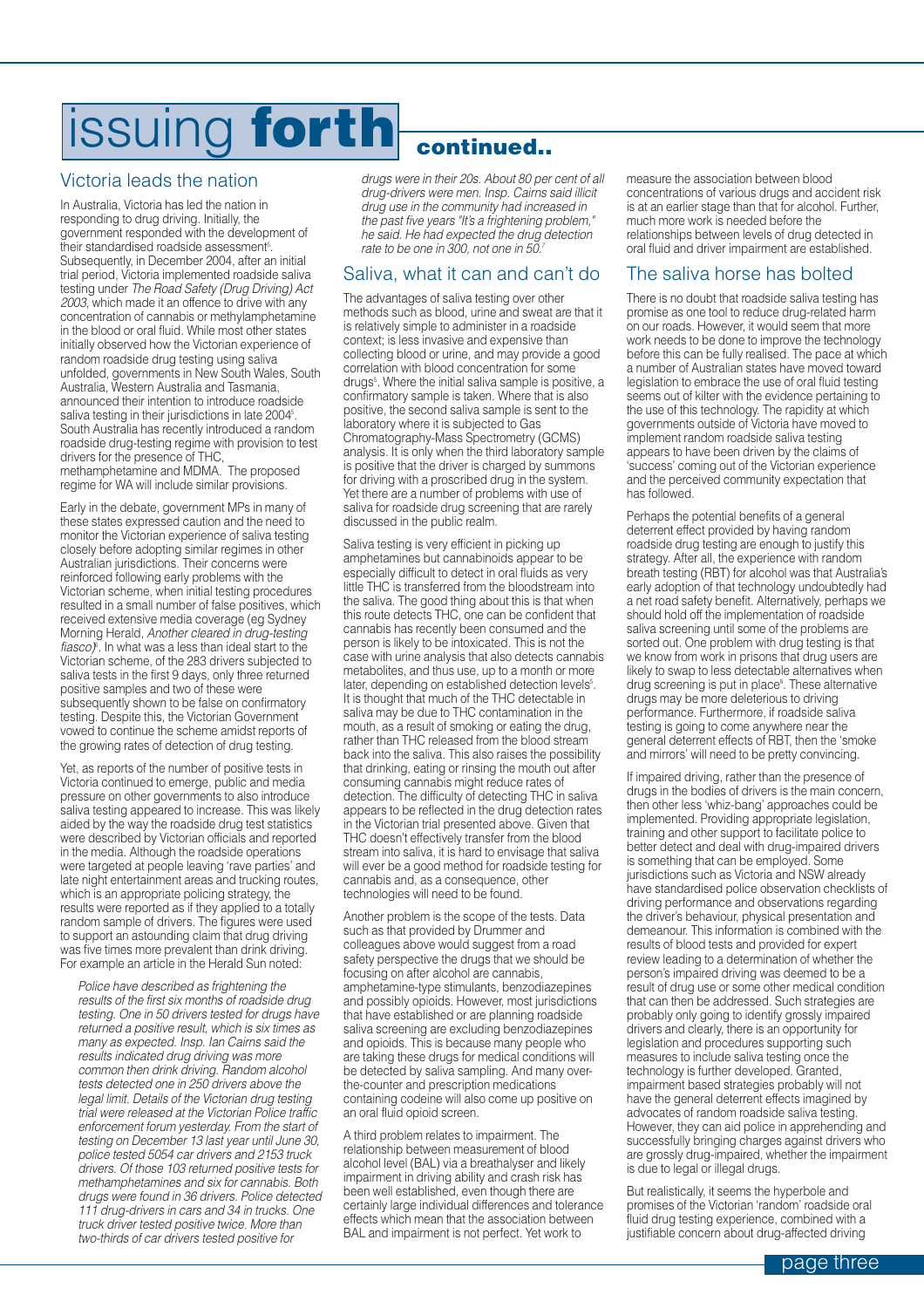# issuing forth continued..

## Victoria leads the nation

In Australia, Victoria has led the nation in responding to drug driving. Initially, the government responded with the development of their standardised roadside assessment[5]. Subsequently, in December 2004, after an initial trial period, Victoria implemented roadside saliva testing under *The Road Safety (Drug Driving) Act 2003*, which made it an offence to drive with any concentration of cannabis or methylamphetamine in the blood or oral fluid. While most other states initially observed how the Victorian experience of random roadside drug testing using saliva unfolded, governments in New South Wales, South Australia, Western Australia and Tasmania, announced their intention to introduce roadside saliva testing in their jurisdictions in late 2004[6]. South Australia has recently introduced a random roadside drug-testing regime with provision to test drivers for the presence of THC, methamphetamine and MDMA. The proposed regime for WA will include similar provisions.

Early in the debate, government MPs in many of these states expressed caution and the need to monitor the Victorian experience of saliva testing closely before adopting similar regimes in other Australian jurisdictions. Their concerns were reinforced following early problems with the Victorian scheme, when initial testing procedures resulted in a small number of false positives, which received extensive media coverage (eg Sydney Morning Herald, *Another cleared in drug-testing fiasco*)[6]. In what was a less than ideal start to the Victorian scheme, of the 283 drivers subjected to saliva tests in the first 9 days, only three returned positive samples and two of these were subsequently shown to be false on confirmatory testing. Despite this, the Victorian Government vowed to continue the scheme amidst reports of the growing rates of detection of drug testing.

Yet, as reports of the number of positive tests in Victoria continued to emerge, public and media pressure on other governments to also introduce saliva testing appeared to increase. This was likely aided by the way the roadside drug test statistics were described by Victorian officials and reported in the media. Although the roadside operations were targeted at people leaving 'rave parties' and late night entertainment areas and trucking routes, which is an appropriate policing strategy, the results were reported as if they applied to a totally random sample of drivers. The figures were used to support an astounding claim that drug driving was five times more prevalent than drink driving. For example an article in the Herald Sun noted:

> *Police have described as frightening the results of the first six months of roadside drug testing. One in 50 drivers tested for drugs have returned a positive result, which is six times as many as expected. Insp. Ian Cairns said the results indicated drug driving was more common then drink driving. Random alcohol tests detected one in 250 drivers above the legal limit. Details of the Victorian drug testing trial were released at the Victorian Police traffic enforcement forum yesterday. From the start of testing on December 13 last year until June 30, police tested 5054 car drivers and 2153 truck drivers. Of those 103 returned positive tests for methamphetamines and six for cannabis. Both drugs were found in 36 drivers. Police detected 111 drug-drivers in cars and 34 in trucks. One truck driver tested positive twice. More than two-thirds of car drivers tested positive for drugs were in their 20s. About 80 per cent of all drug-drivers were men. Insp. Cairns said illicit drug use in the community had increased in the past five years "It's a frightening problem," he said. He had expected the drug detection rate to be one in 300, not one in 50.*[7]

## Saliva, what it can and can't do

The advantages of saliva testing over other methods such as blood, urine and sweat are that it is relatively simple to administer in a roadside context; is less invasive and expensive than collecting blood or urine, and may provide a good correlation with blood concentration for some drugs[5]. Where the initial saliva sample is positive, a confirmatory sample is taken. Where that is also positive, the second saliva sample is sent to the laboratory where it is subjected to Gas Chromatography-Mass Spectrometry (GCMS) analysis. It is only when the third laboratory sample is positive that the driver is charged by summons for driving with a proscribed drug in the system. Yet there are a number of problems with use of saliva for roadside drug screening that are rarely discussed in the public realm.

Saliva testing is very efficient in picking up amphetamines but cannabinoids appear to be especially difficult to detect in oral fluids as very little THC is transferred from the bloodstream into the saliva. The good thing about this is that when this route detects THC, one can be confident that cannabis has recently been consumed and the person is likely to be intoxicated. This is not the case with urine analysis that also detects cannabis metabolites, and thus use, up to a month or more later, depending on established detection levels[5]. It is thought that much of the THC detectable in saliva may be due to THC contamination in the mouth, as a result of smoking or eating the drug, rather than THC released from the blood stream back into the saliva. This also raises the possibility that drinking, eating or rinsing the mouth out after consuming cannabis might reduce rates of detection. The difficulty of detecting THC in saliva appears to be reflected in the drug detection rates in the Victorian trial presented above. Given that THC doesn't effectively transfer from the blood stream into saliva, it is hard to envisage that saliva will ever be a good method for roadside testing for cannabis and, as a consequence, other technologies will need to be found.

Another problem is the scope of the tests. Data such as that provided by Drummer and colleagues above would suggest from a road safety perspective the drugs that we should be focusing on after alcohol are cannabis, amphetamine-type stimulants, benzodiazepines and possibly opioids. However, most jurisdictions that have established or are planning roadside saliva screening are excluding benzodiazepines and opioids. This is because many people who are taking these drugs for medical conditions will be detected by saliva sampling. And many over-the-counter and prescription medications containing codeine will also come up positive on an oral fluid opioid screen.

A third problem relates to impairment. The relationship between measurement of blood alcohol level (BAL) via a breathalyser and likely impairment in driving ability and crash risk has been well established, even though there are certainly large individual differences and tolerance effects which mean that the association between BAL and impairment is not perfect. Yet work to measure the association between blood concentrations of various drugs and accident risk is at an earlier stage than that for alcohol. Further, much more work is needed before the relationships between levels of drug detected in oral fluid and driver impairment are established.

## The saliva horse has bolted

There is no doubt that roadside saliva testing has promise as one tool to reduce drug-related harm on our roads. However, it would seem that more work needs to be done to improve the technology before this can be fully realised. The pace at which a number of Australian states have moved toward legislation to embrace the use of oral fluid testing seems out of kilter with the evidence pertaining to the use of this technology. The rapidity at which governments outside of Victoria have moved to implement random roadside saliva testing appears to have been driven by the claims of 'success' coming out of the Victorian experience and the perceived community expectation that has followed.

Perhaps the potential benefits of a general deterrent effect provided by having random roadside drug testing are enough to justify this strategy. After all, the experience with random breath testing (RBT) for alcohol was that Australia's early adoption of that technology undoubtedly had a net road safety benefit. Alternatively, perhaps we should hold off the implementation of roadside saliva screening until some of the problems are sorted out. One problem with drug testing is that we know from work in prisons that drug users are likely to swap to less detectable alternatives when drug screening is put in place[8]. These alternative drugs may be more deleterious to driving performance. Furthermore, if roadside saliva testing is going to come anywhere near the general deterrent effects of RBT, then the 'smoke and mirrors' will need to be pretty convincing.

If impaired driving, rather than the presence of drugs in the bodies of drivers is the main concern, then other less 'whiz-bang' approaches could be implemented. Providing appropriate legislation, training and other support to facilitate police to better detect and deal with drug-impaired drivers is something that can be employed. Some jurisdictions such as Victoria and NSW already have standardised police observation checklists of driving performance and observations regarding the driver's behaviour, physical presentation and demeanour. This information is combined with the results of blood tests and provided for expert review leading to a determination of whether the person's impaired driving was deemed to be a result of drug use or some other medical condition that can then be addressed. Such strategies are probably only going to identify grossly impaired drivers and clearly, there is an opportunity for legislation and procedures supporting such measures to include saliva testing once the technology is further developed. Granted, impairment based strategies probably will not have the general deterrent effects imagined by advocates of random roadside saliva testing. However, they can aid police in apprehending and successfully bringing charges against drivers who are grossly drug-impaired, whether the impairment is due to legal or illegal drugs.

But realistically, it seems the hyperbole and promises of the Victorian 'random' roadside oral fluid drug testing experience, combined with a justifiable concern about drug-affected driving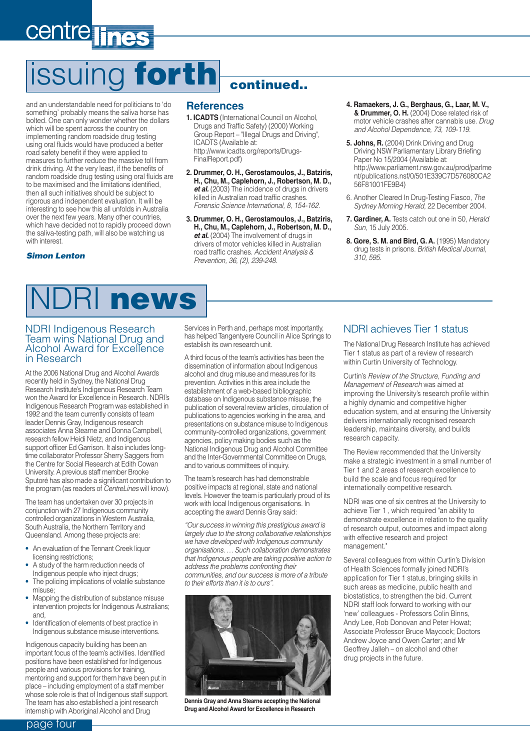# issuing **forth** continued..

and an understandable need for politicians to 'do something' probably means the saliva horse has bolted. One can only wonder whether the dollars which will be spent across the country on implementing random roadside drug testing using oral fluids would have produced a better road safety benefit if they were applied to measures to further reduce the massive toll from drink driving. At the very least, if the benefits of random roadside drug testing using oral fluids are to be maximised and the limitations identified, then all such initiatives should be subject to rigorous and independent evaluation. It will be interesting to see how this all unfolds in Australia over the next few years. Many other countries, which have decided not to rapidly proceed down the saliva-testing path, will also be watching us with interest.

***Simon Lenton***

## References

1. **ICADTS** (International Council on Alcohol, Drugs and Traffic Safety) (2000) Working Group Report – "Illegal Drugs and Driving", ICADTS (Available at: http://www.icadts.org/reports/Drugs-FinalReport.pdf)
2. **Drummer, O. H., Gerostamoulos, J., Batziris, H., Chu, M., Caplehorn, J., Robertson, M. D., *et al.*** (2003) The incidence of drugs in drivers killed in Australian road traffic crashes. *Forensic Science International, 8, 154-162.*
3. **Drummer, O. H., Gerostamoulos, J., Batziris, H., Chu, M., Caplehorn, J., Robertson, M. D., *et al.*** (2004) The involvement of drugs in drivers of motor vehicles killed in Australian road traffic crashes. *Accident Analysis & Prevention, 36, (2), 239-248.*
4. **Ramaekers, J. G., Berghaus, G., Laar, M. V., & Drummer, O. H.** (2004) Dose related risk of motor vehicle crashes after cannabis use. *Drug and Alcohol Dependence, 73, 109-119.*
5. **Johns, R.** (2004) Drink Driving and Drug Driving NSW Parliamentary Library Briefing Paper No 15/2004 (Available at: http://www.parliament.nsw.gov.au/prod/parlment/publications.nsf/0/501E339C7D576080CA256F81001FE9B4)
6. Another Cleared In Drug-Testing Fiasco, *The Sydney Morning Herald*, 22 December 2004.
7. **Gardiner, A.** Tests catch out one in 50, *Herald Sun*, 15 July 2005.
8. **Gore, S. M. and Bird, G. A.** (1995) Mandatory drug tests in prisons. *British Medical Journal, 310, 595.*

# NDRI **news**

## NDRI Indigenous Research Team wins National Drug and Alcohol Award for Excellence in Research

At the 2006 National Drug and Alcohol Awards recently held in Sydney, the National Drug Research Institute's Indigenous Research Team won the Award for Excellence in Research. NDRI's Indigenous Research Program was established in 1992 and the team currently consists of team leader Dennis Gray, Indigenous research associates Anna Stearne and Donna Campbell, research fellow Heidi Nietz, and Indigenous support officer Ed Garrison. It also includes long-time collaborator Professor Sherry Saggers from the Centre for Social Research at Edith Cowan University. A previous staff member Brooke Sputoré has also made a significant contribution to the program (as readers of *CentreLines* will know).

The team has undertaken over 30 projects in conjunction with 27 Indigenous community controlled organizations in Western Australia, South Australia, the Northern Territory and Queensland. Among these projects are:

- An evaluation of the Tennant Creek liquor licensing restrictions;
- A study of the harm reduction needs of Indigenous people who inject drugs;
- The policing implications of volatile substance misuse;
- Mapping the distribution of substance misuse intervention projects for Indigenous Australians; and,
- Identification of elements of best practice in Indigenous substance misuse interventions.

Indigenous capacity building has been an important focus of the team's activities. Identified positions have been established for Indigenous people and various provisions for training, mentoring and support for them have been put in place – including employment of a staff member whose sole role is that of Indigenous staff support. The team has also established a joint research internship with Aboriginal Alcohol and Drug Services in Perth and, perhaps most importantly, has helped Tangentyere Council in Alice Springs to establish its own research unit.

A third focus of the team's activities has been the dissemination of information about Indigenous alcohol and drug misuse and measures for its prevention. Activities in this area include the establishment of a web-based bibliographic database on Indigenous substance misuse, the publication of several review articles, circulation of publications to agencies working in the area, and presentations on substance misuse to Indigenous community-controlled organizations, government agencies, policy making bodies such as the National Indigenous Drug and Alcohol Committee and the Inter-Governmental Committee on Drugs, and to various committees of inquiry.

The team's research has had demonstrable positive impacts at regional, state and national levels. However the team is particularly proud of its work with local Indigenous organisations. In accepting the award Dennis Gray said:

*"Our success in winning this prestigious award is largely due to the strong collaborative relationships we have developed with Indigenous community organisations. … Such collaboration demonstrates that Indigenous people are taking positive action to address the problems confronting their communities, and our success is more of a tribute to their efforts than it is to ours".*

**Dennis Gray and Anna Stearne accepting the National Drug and Alcohol Award for Excellence in Research**

## NDRI achieves Tier 1 status

The National Drug Research Institute has achieved Tier 1 status as part of a review of research within Curtin University of Technology.

Curtin's *Review of the Structure, Funding and Management of Research* was aimed at improving the University's research profile within a highly dynamic and competitive higher education system, and at ensuring the University delivers internationally recognised research leadership, maintains diversity, and builds research capacity.

The Review recommended that the University make a strategic investment in a small number of Tier 1 and 2 areas of research excellence to build the scale and focus required for internationally competitive research.

NDRI was one of six centres at the University to achieve Tier 1 , which required "an ability to demonstrate excellence in relation to the quality of research output, outcomes and impact along with effective research and project management."

Several colleagues from within Curtin's Division of Health Sciences formally joined NDRI's application for Tier 1 status, bringing skills in such areas as medicine, public health and biostatistics, to strengthen the bid. Current NDRI staff look forward to working with our 'new' colleagues - Professors Colin Binns, Andy Lee, Rob Donovan and Peter Howat; Associate Professor Bruce Maycock; Doctors Andrew Joyce and Owen Carter; and Mr Geoffrey Jalleh – on alcohol and other drug projects in the future.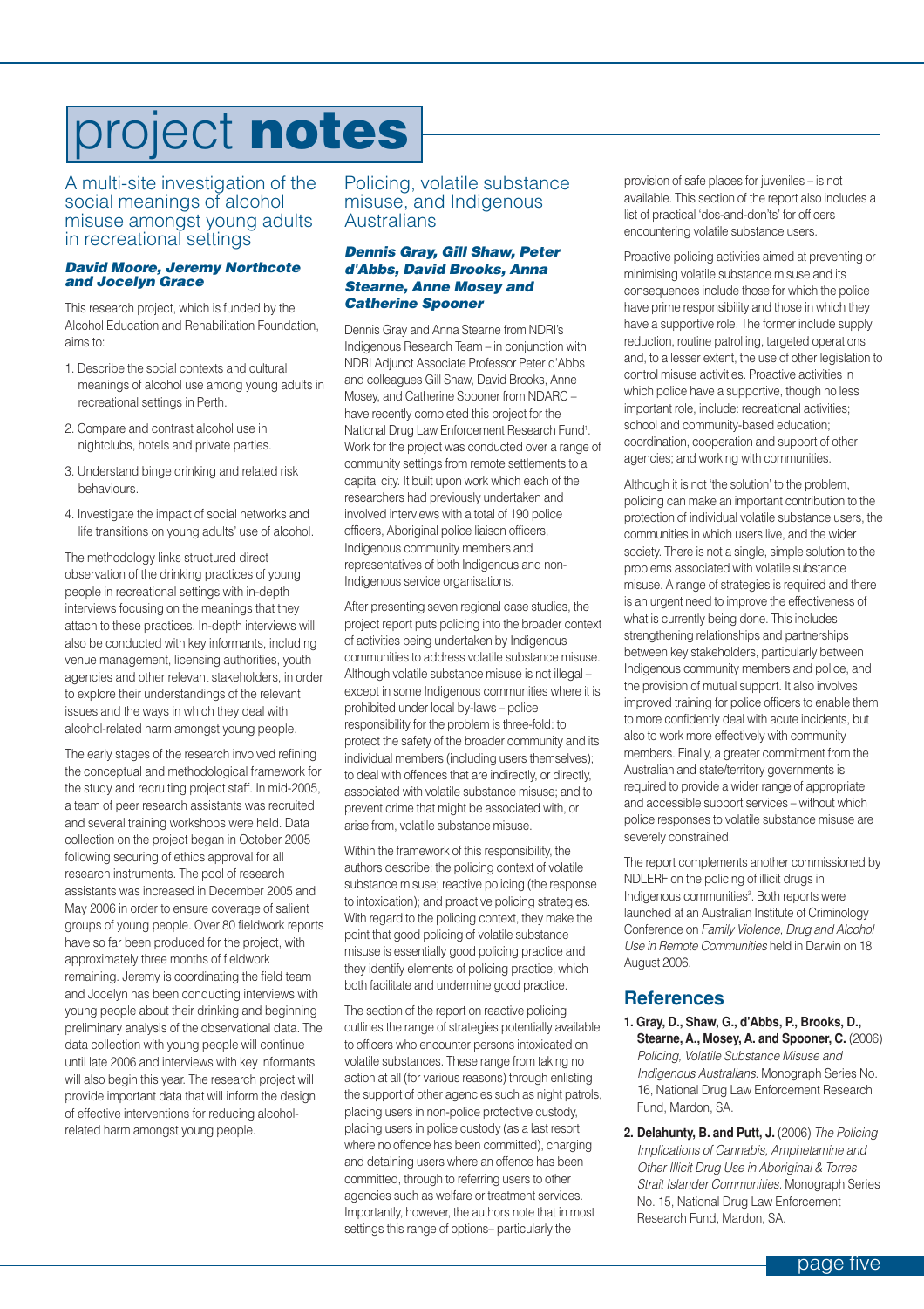# project notes

## A multi-site investigation of the social meanings of alcohol misuse amongst young adults in recreational settings

***David Moore, Jeremy Northcote and Jocelyn Grace***

This research project, which is funded by the Alcohol Education and Rehabilitation Foundation, aims to:

1. Describe the social contexts and cultural meanings of alcohol use among young adults in recreational settings in Perth.
2. Compare and contrast alcohol use in nightclubs, hotels and private parties.
3. Understand binge drinking and related risk behaviours.
4. Investigate the impact of social networks and life transitions on young adults' use of alcohol.

The methodology links structured direct observation of the drinking practices of young people in recreational settings with in-depth interviews focusing on the meanings that they attach to these practices. In-depth interviews will also be conducted with key informants, including venue management, licensing authorities, youth agencies and other relevant stakeholders, in order to explore their understandings of the relevant issues and the ways in which they deal with alcohol-related harm amongst young people.

The early stages of the research involved refining the conceptual and methodological framework for the study and recruiting project staff. In mid-2005, a team of peer research assistants was recruited and several training workshops were held. Data collection on the project began in October 2005 following securing of ethics approval for all research instruments. The pool of research assistants was increased in December 2005 and May 2006 in order to ensure coverage of salient groups of young people. Over 80 fieldwork reports have so far been produced for the project, with approximately three months of fieldwork remaining. Jeremy is coordinating the field team and Jocelyn has been conducting interviews with young people about their drinking and beginning preliminary analysis of the observational data. The data collection with young people will continue until late 2006 and interviews with key informants will also begin this year. The research project will provide important data that will inform the design of effective interventions for reducing alcohol-related harm amongst young people.

## Policing, volatile substance misuse, and Indigenous Australians

***Dennis Gray, Gill Shaw, Peter d'Abbs, David Brooks, Anna Stearne, Anne Mosey and Catherine Spooner***

Dennis Gray and Anna Stearne from NDRI's Indigenous Research Team – in conjunction with NDRI Adjunct Associate Professor Peter d'Abbs and colleagues Gill Shaw, David Brooks, Anne Mosey, and Catherine Spooner from NDARC – have recently completed this project for the National Drug Law Enforcement Research Fund[1]. Work for the project was conducted over a range of community settings from remote settlements to a capital city. It built upon work which each of the researchers had previously undertaken and involved interviews with a total of 190 police officers, Aboriginal police liaison officers, Indigenous community members and representatives of both Indigenous and non-Indigenous service organisations.

After presenting seven regional case studies, the project report puts policing into the broader context of activities being undertaken by Indigenous communities to address volatile substance misuse. Although volatile substance misuse is not illegal – except in some Indigenous communities where it is prohibited under local by-laws – police responsibility for the problem is three-fold: to protect the safety of the broader community and its individual members (including users themselves); to deal with offences that are indirectly, or directly, associated with volatile substance misuse; and to prevent crime that might be associated with, or arise from, volatile substance misuse.

Within the framework of this responsibility, the authors describe: the policing context of volatile substance misuse; reactive policing (the response to intoxication); and proactive policing strategies. With regard to the policing context, they make the point that good policing of volatile substance misuse is essentially good policing practice and they identify elements of policing practice, which both facilitate and undermine good practice.

The section of the report on reactive policing outlines the range of strategies potentially available to officers who encounter persons intoxicated on volatile substances. These range from taking no action at all (for various reasons) through enlisting the support of other agencies such as night patrols, placing users in non-police protective custody, placing users in police custody (as a last resort where no offence has been committed), charging and detaining users where an offence has been committed, through to referring users to other agencies such as welfare or treatment services. Importantly, however, the authors note that in most settings this range of options– particularly the provision of safe places for juveniles – is not available. This section of the report also includes a list of practical 'dos-and-don'ts' for officers encountering volatile substance users.

Proactive policing activities aimed at preventing or minimising volatile substance misuse and its consequences include those for which the police have prime responsibility and those in which they have a supportive role. The former include supply reduction, routine patrolling, targeted operations and, to a lesser extent, the use of other legislation to control misuse activities. Proactive activities in which police have a supportive, though no less important role, include: recreational activities; school and community-based education; coordination, cooperation and support of other agencies; and working with communities.

Although it is not 'the solution' to the problem, policing can make an important contribution to the protection of individual volatile substance users, the communities in which users live, and the wider society. There is not a single, simple solution to the problems associated with volatile substance misuse. A range of strategies is required and there is an urgent need to improve the effectiveness of what is currently being done. This includes strengthening relationships and partnerships between key stakeholders, particularly between Indigenous community members and police, and the provision of mutual support. It also involves improved training for police officers to enable them to more confidently deal with acute incidents, but also to work more effectively with community members. Finally, a greater commitment from the Australian and state/territory governments is required to provide a wider range of appropriate and accessible support services – without which police responses to volatile substance misuse are severely constrained.

The report complements another commissioned by NDLERF on the policing of illicit drugs in Indigenous communities[2]. Both reports were launched at an Australian Institute of Criminology Conference on *Family Violence, Drug and Alcohol Use in Remote Communities* held in Darwin on 18 August 2006.

## References

1. **Gray, D., Shaw, G., d'Abbs, P., Brooks, D., Stearne, A., Mosey, A. and Spooner, C.** (2006) *Policing, Volatile Substance Misuse and Indigenous Australians.* Monograph Series No. 16, National Drug Law Enforcement Research Fund, Mardon, SA.
2. **Delahunty, B. and Putt, J.** (2006) *The Policing Implications of Cannabis, Amphetamine and Other Illicit Drug Use in Aboriginal & Torres Strait Islander Communities.* Monograph Series No. 15, National Drug Law Enforcement Research Fund, Mardon, SA.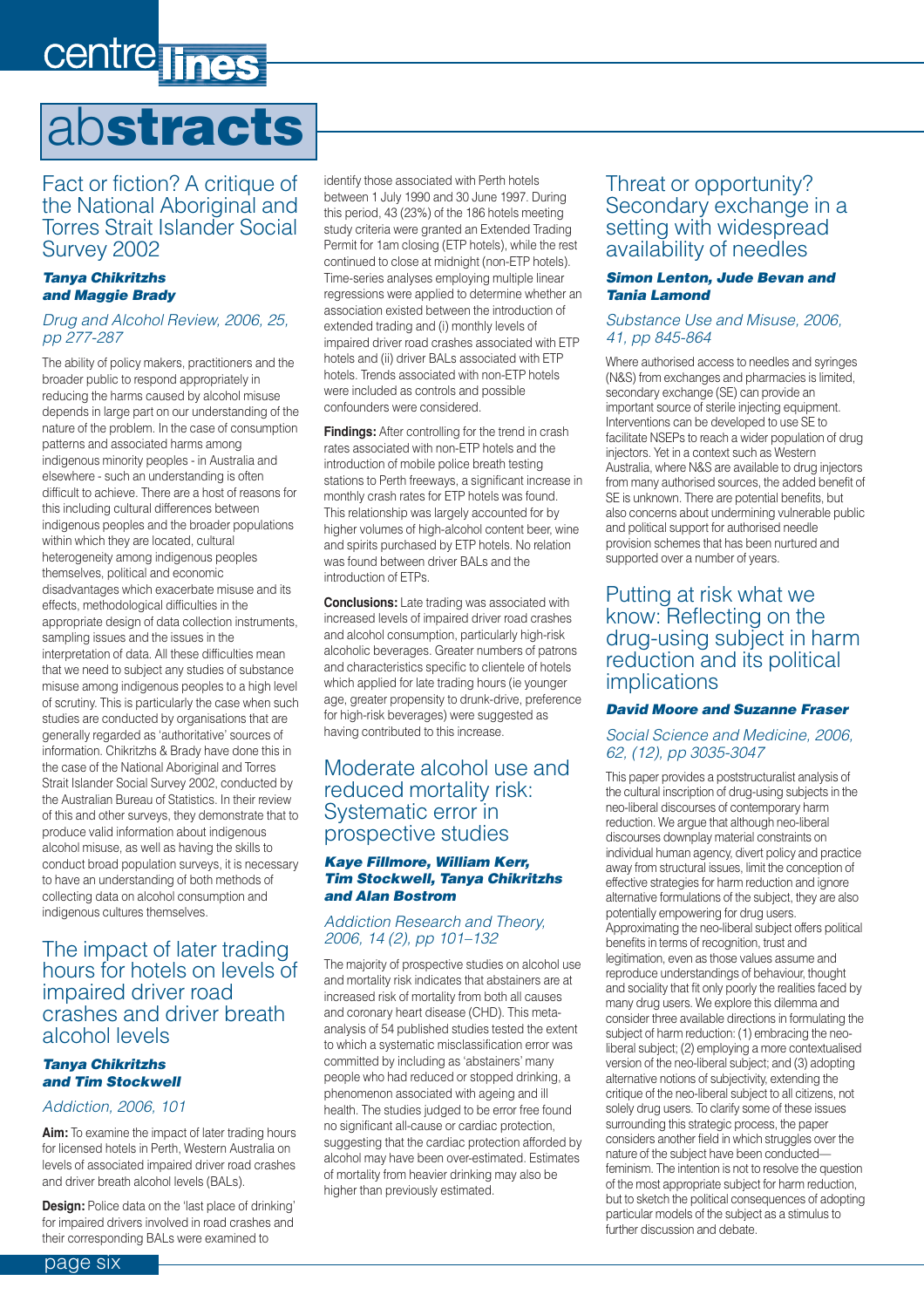# abstracts

## Fact or fiction? A critique of the National Aboriginal and Torres Strait Islander Social Survey 2002

***Tanya Chikritzhs and Maggie Brady***

*Drug and Alcohol Review, 2006, 25, pp 277-287*

The ability of policy makers, practitioners and the broader public to respond appropriately in reducing the harms caused by alcohol misuse depends in large part on our understanding of the nature of the problem. In the case of consumption patterns and associated harms among indigenous minority peoples - in Australia and elsewhere - such an understanding is often difficult to achieve. There are a host of reasons for this including cultural differences between indigenous peoples and the broader populations within which they are located, cultural heterogeneity among indigenous peoples themselves, political and economic disadvantages which exacerbate misuse and its effects, methodological difficulties in the appropriate design of data collection instruments, sampling issues and the issues in the interpretation of data. All these difficulties mean that we need to subject any studies of substance misuse among indigenous peoples to a high level of scrutiny. This is particularly the case when such studies are conducted by organisations that are generally regarded as 'authoritative' sources of information. Chikritzhs & Brady have done this in the case of the National Aboriginal and Torres Strait Islander Social Survey 2002, conducted by the Australian Bureau of Statistics. In their review of this and other surveys, they demonstrate that to produce valid information about indigenous alcohol misuse, as well as having the skills to conduct broad population surveys, it is necessary to have an understanding of both methods of collecting data on alcohol consumption and indigenous cultures themselves.

## The impact of later trading hours for hotels on levels of impaired driver road crashes and driver breath alcohol levels

***Tanya Chikritzhs and Tim Stockwell***

*Addiction, 2006, 101*

**Aim:** To examine the impact of later trading hours for licensed hotels in Perth, Western Australia on levels of associated impaired driver road crashes and driver breath alcohol levels (BALs).

**Design:** Police data on the 'last place of drinking' for impaired drivers involved in road crashes and their corresponding BALs were examined to identify those associated with Perth hotels between 1 July 1990 and 30 June 1997. During this period, 43 (23%) of the 186 hotels meeting study criteria were granted an Extended Trading Permit for 1am closing (ETP hotels), while the rest continued to close at midnight (non-ETP hotels). Time-series analyses employing multiple linear regressions were applied to determine whether an association existed between the introduction of extended trading and (i) monthly levels of impaired driver road crashes associated with ETP hotels and (ii) driver BALs associated with ETP hotels. Trends associated with non-ETP hotels were included as controls and possible confounders were considered.

**Findings:** After controlling for the trend in crash rates associated with non-ETP hotels and the introduction of mobile police breath testing stations to Perth freeways, a significant increase in monthly crash rates for ETP hotels was found. This relationship was largely accounted for by higher volumes of high-alcohol content beer, wine and spirits purchased by ETP hotels. No relation was found between driver BALs and the introduction of ETPs.

**Conclusions:** Late trading was associated with increased levels of impaired driver road crashes and alcohol consumption, particularly high-risk alcoholic beverages. Greater numbers of patrons and characteristics specific to clientele of hotels which applied for late trading hours (ie younger age, greater propensity to drunk-drive, preference for high-risk beverages) were suggested as having contributed to this increase.

## Moderate alcohol use and reduced mortality risk: Systematic error in prospective studies

***Kaye Fillmore, William Kerr, Tim Stockwell, Tanya Chikritzhs and Alan Bostrom***

*Addiction Research and Theory, 2006, 14 (2), pp 101–132*

The majority of prospective studies on alcohol use and mortality risk indicates that abstainers are at increased risk of mortality from both all causes and coronary heart disease (CHD). This meta-analysis of 54 published studies tested the extent to which a systematic misclassification error was committed by including as 'abstainers' many people who had reduced or stopped drinking, a phenomenon associated with ageing and ill health. The studies judged to be error free found no significant all-cause or cardiac protection, suggesting that the cardiac protection afforded by alcohol may have been over-estimated. Estimates of mortality from heavier drinking may also be higher than previously estimated.

## Threat or opportunity? Secondary exchange in a setting with widespread availability of needles

***Simon Lenton, Jude Bevan and Tania Lamond***

*Substance Use and Misuse, 2006, 41, pp 845-864*

Where authorised access to needles and syringes (N&S) from exchanges and pharmacies is limited, secondary exchange (SE) can provide an important source of sterile injecting equipment. Interventions can be developed to use SE to facilitate NSEPs to reach a wider population of drug injectors. Yet in a context such as Western Australia, where N&S are available to drug injectors from many authorised sources, the added benefit of SE is unknown. There are potential benefits, but also concerns about undermining vulnerable public and political support for authorised needle provision schemes that has been nurtured and supported over a number of years.

## Putting at risk what we know: Reflecting on the drug-using subject in harm reduction and its political implications

***David Moore and Suzanne Fraser***

*Social Science and Medicine, 2006, 62, (12), pp 3035-3047*

This paper provides a poststructuralist analysis of the cultural inscription of drug-using subjects in the neo-liberal discourses of contemporary harm reduction. We argue that although neo-liberal discourses downplay material constraints on individual human agency, divert policy and practice away from structural issues, limit the conception of effective strategies for harm reduction and ignore alternative formulations of the subject, they are also potentially empowering for drug users. Approximating the neo-liberal subject offers political benefits in terms of recognition, trust and legitimation, even as those values assume and reproduce understandings of behaviour, thought and sociality that fit only poorly the realities faced by many drug users. We explore this dilemma and consider three available directions in formulating the subject of harm reduction: (1) embracing the neo-liberal subject; (2) employing a more contextualised version of the neo-liberal subject; and (3) adopting alternative notions of subjectivity, extending the critique of the neo-liberal subject to all citizens, not solely drug users. To clarify some of these issues surrounding this strategic process, the paper considers another field in which struggles over the nature of the subject have been conducted—feminism. The intention is not to resolve the question of the most appropriate subject for harm reduction, but to sketch the political consequences of adopting particular models of the subject as a stimulus to further discussion and debate.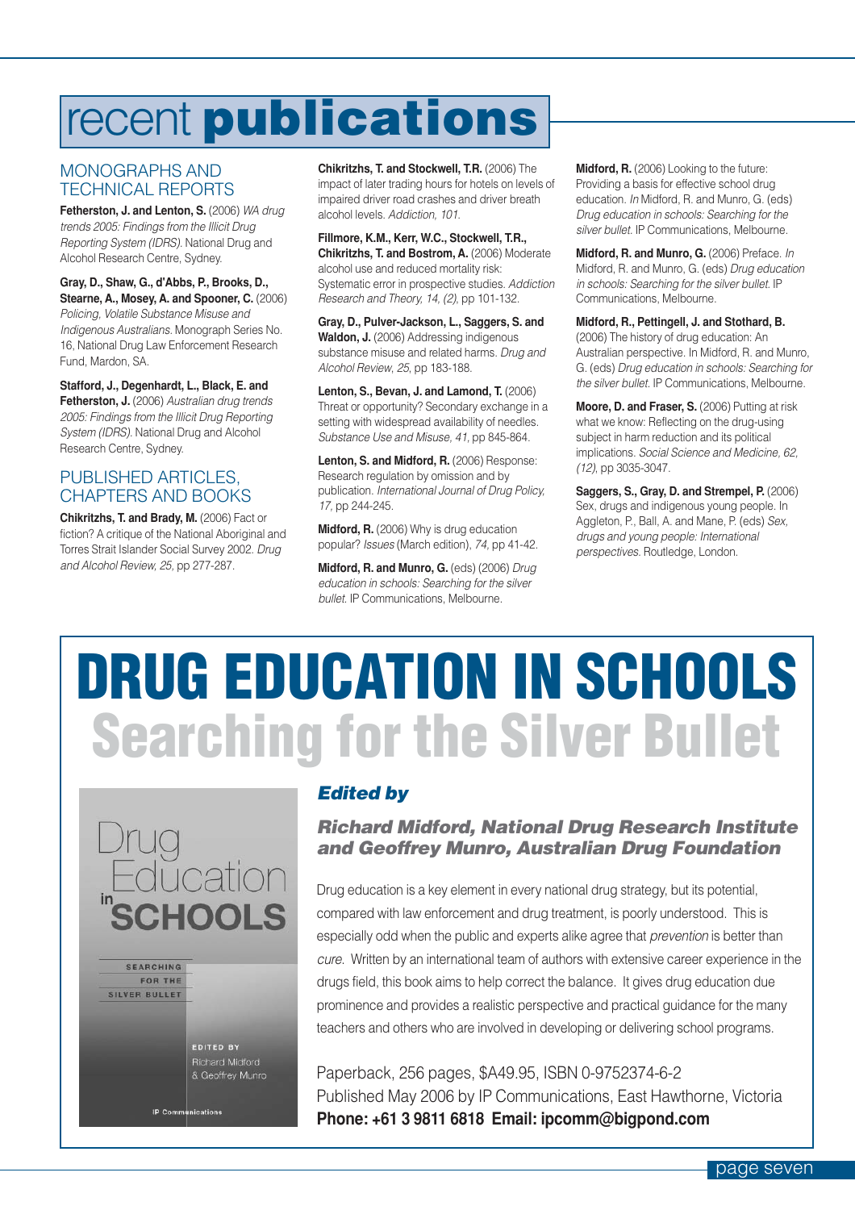# recent **publications**

## MONOGRAPHS AND TECHNICAL REPORTS

**Fetherston, J. and Lenton, S.** (2006) *WA drug trends 2005: Findings from the Illicit Drug Reporting System (IDRS).* National Drug and Alcohol Research Centre, Sydney.

**Gray, D., Shaw, G., d'Abbs, P., Brooks, D., Stearne, A., Mosey, A. and Spooner, C.** (2006) *Policing, Volatile Substance Misuse and Indigenous Australians.* Monograph Series No. 16, National Drug Law Enforcement Research Fund, Mardon, SA.

**Stafford, J., Degenhardt, L., Black, E. and Fetherston, J.** (2006) *Australian drug trends 2005: Findings from the Illicit Drug Reporting System (IDRS).* National Drug and Alcohol Research Centre, Sydney.

## PUBLISHED ARTICLES, CHAPTERS AND BOOKS

**Chikritzhs, T. and Brady, M.** (2006) Fact or fiction? A critique of the National Aboriginal and Torres Strait Islander Social Survey 2002. *Drug and Alcohol Review, 25,* pp 277-287.

**Chikritzhs, T. and Stockwell, T.R.** (2006) The impact of later trading hours for hotels on levels of impaired driver road crashes and driver breath alcohol levels. *Addiction, 101.*

**Fillmore, K.M., Kerr, W.C., Stockwell, T.R., Chikritzhs, T. and Bostrom, A.** (2006) Moderate alcohol use and reduced mortality risk: Systematic error in prospective studies. *Addiction Research and Theory, 14, (2),* pp 101-132.

**Gray, D., Pulver-Jackson, L., Saggers, S. and Waldon, J.** (2006) Addressing indigenous substance misuse and related harms. *Drug and Alcohol Review, 25,* pp 183-188.

**Lenton, S., Bevan, J. and Lamond, T.** (2006) Threat or opportunity? Secondary exchange in a setting with widespread availability of needles. *Substance Use and Misuse, 41,* pp 845-864.

**Lenton, S. and Midford, R.** (2006) Response: Research regulation by omission and by publication. *International Journal of Drug Policy, 17,* pp 244-245.

**Midford, R.** (2006) Why is drug education popular? *Issues* (March edition), *74,* pp 41-42.

**Midford, R. and Munro, G.** (eds) (2006) *Drug education in schools: Searching for the silver bullet.* IP Communications, Melbourne.

**Midford, R.** (2006) Looking to the future: Providing a basis for effective school drug education. *In* Midford, R. and Munro, G. (eds) *Drug education in schools: Searching for the silver bullet.* IP Communications, Melbourne.

**Midford, R. and Munro, G.** (2006) Preface. *In* Midford, R. and Munro, G. (eds) *Drug education in schools: Searching for the silver bullet.* IP Communications, Melbourne.

**Midford, R., Pettingell, J. and Stothard, B.** (2006) The history of drug education: An Australian perspective. In Midford, R. and Munro, G. (eds) *Drug education in schools: Searching for the silver bullet.* IP Communications, Melbourne.

**Moore, D. and Fraser, S.** (2006) Putting at risk what we know: Reflecting on the drug-using subject in harm reduction and its political implications. *Social Science and Medicine, 62, (12),* pp 3035-3047.

**Saggers, S., Gray, D. and Strempel, P.** (2006) Sex, drugs and indigenous young people. In Aggleton, P., Ball, A. and Mane, P. (eds) *Sex, drugs and young people: International perspectives.* Routledge, London.

# DRUG EDUCATION IN SCHOOLS

## Searching for the Silver Bullet

***Edited by***

***Richard Midford, National Drug Research Institute and Geoffrey Munro, Australian Drug Foundation***

Drug education is a key element in every national drug strategy, but its potential, compared with law enforcement and drug treatment, is poorly understood. This is especially odd when the public and experts alike agree that *prevention* is better than *cure.* Written by an international team of authors with extensive career experience in the drugs field, this book aims to help correct the balance. It gives drug education due prominence and provides a realistic perspective and practical guidance for the many teachers and others who are involved in developing or delivering school programs.

Paperback, 256 pages, $A49.95, ISBN 0-9752374-6-2
Published May 2006 by IP Communications, East Hawthorne, Victoria
**Phone: +61 3 9811 6818 Email: ipcomm@bigpond.com**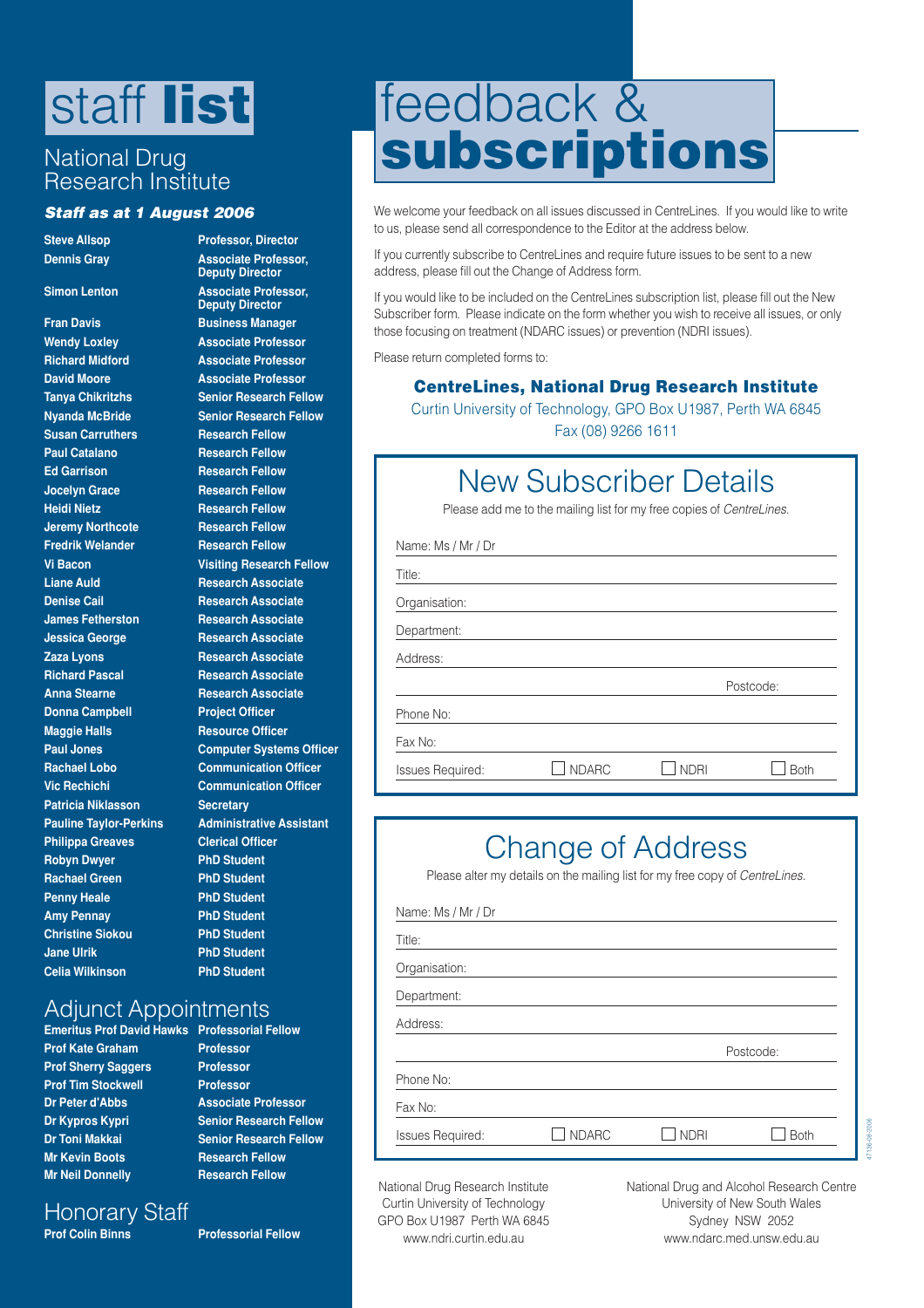# staff list

## National Drug Research Institute

***Staff as at 1 August 2006***

| | |
|---|---|
| **Steve Allsop** | **Professor, Director** |
| **Dennis Gray** | **Associate Professor, Deputy Director** |
| **Simon Lenton** | **Associate Professor, Deputy Director** |
| **Fran Davis** | **Business Manager** |
| **Wendy Loxley** | **Associate Professor** |
| **Richard Midford** | **Associate Professor** |
| **David Moore** | **Associate Professor** |
| **Tanya Chikritzhs** | **Senior Research Fellow** |
| **Nyanda McBride** | **Senior Research Fellow** |
| **Susan Carruthers** | **Research Fellow** |
| **Paul Catalano** | **Research Fellow** |
| **Ed Garrison** | **Research Fellow** |
| **Jocelyn Grace** | **Research Fellow** |
| **Heidi Nietz** | **Research Fellow** |
| **Jeremy Northcote** | **Research Fellow** |
| **Fredrik Welander** | **Research Fellow** |
| **Vi Bacon** | **Visiting Research Fellow** |
| **Liane Auld** | **Research Associate** |
| **Denise Cail** | **Research Associate** |
| **James Fetherston** | **Research Associate** |
| **Jessica George** | **Research Associate** |
| **Zaza Lyons** | **Research Associate** |
| **Richard Pascal** | **Research Associate** |
| **Anna Stearne** | **Research Associate** |
| **Donna Campbell** | **Project Officer** |
| **Maggie Halls** | **Resource Officer** |
| **Paul Jones** | **Computer Systems Officer** |
| **Rachael Lobo** | **Communication Officer** |
| **Vic Rechichi** | **Communication Officer** |
| **Patricia Niklasson** | **Secretary** |
| **Pauline Taylor-Perkins** | **Administrative Assistant** |
| **Philippa Greaves** | **Clerical Officer** |
| **Robyn Dwyer** | **PhD Student** |
| **Rachael Green** | **PhD Student** |
| **Penny Heale** | **PhD Student** |
| **Amy Pennay** | **PhD Student** |
| **Christine Siokou** | **PhD Student** |
| **Jane Ulrik** | **PhD Student** |
| **Celia Wilkinson** | **PhD Student** |

## Adjunct Appointments

| | |
|---|---|
| **Emeritus Prof David Hawks** | **Professorial Fellow** |
| **Prof Kate Graham** | **Professor** |
| **Prof Sherry Saggers** | **Professor** |
| **Prof Tim Stockwell** | **Professor** |
| **Dr Peter d'Abbs** | **Associate Professor** |
| **Dr Kypros Kypri** | **Senior Research Fellow** |
| **Dr Toni Makkai** | **Senior Research Fellow** |
| **Mr Kevin Boots** | **Research Fellow** |
| **Mr Neil Donnelly** | **Research Fellow** |

## Honorary Staff

| | |
|---|---|
| **Prof Colin Binns** | **Professorial Fellow** |

# feedback & subscriptions

We welcome your feedback on all issues discussed in CentreLines. If you would like to write to us, please send all correspondence to the Editor at the address below.

If you currently subscribe to CentreLines and require future issues to be sent to a new address, please fill out the Change of Address form.

If you would like to be included on the CentreLines subscription list, please fill out the New Subscriber form. Please indicate on the form whether you wish to receive all issues, or only those focusing on treatment (NDARC issues) or prevention (NDRI issues).

Please return completed forms to:

**CentreLines, National Drug Research Institute**
Curtin University of Technology, GPO Box U1987, Perth WA 6845
Fax (08) 9266 1611

## New Subscriber Details

Please add me to the mailing list for my free copies of *CentreLines*.

Name: Ms / Mr / Dr

Title:

Organisation:

Department:

Address:

Postcode:

Phone No:

Fax No:

Issues Required: ☐ NDARC ☐ NDRI ☐ Both

## Change of Address

Please alter my details on the mailing list for my free copy of *CentreLines*.

Name: Ms / Mr / Dr

Title:

Organisation:

Department:

Address:

Postcode:

Phone No:

Fax No:

Issues Required: ☐ NDARC ☐ NDRI ☐ Both

National Drug Research Institute
Curtin University of Technology
GPO Box U1987 Perth WA 6845
www.ndri.curtin.edu.au

National Drug and Alcohol Research Centre
University of New South Wales
Sydney NSW 2052
www.ndarc.med.unsw.edu.au